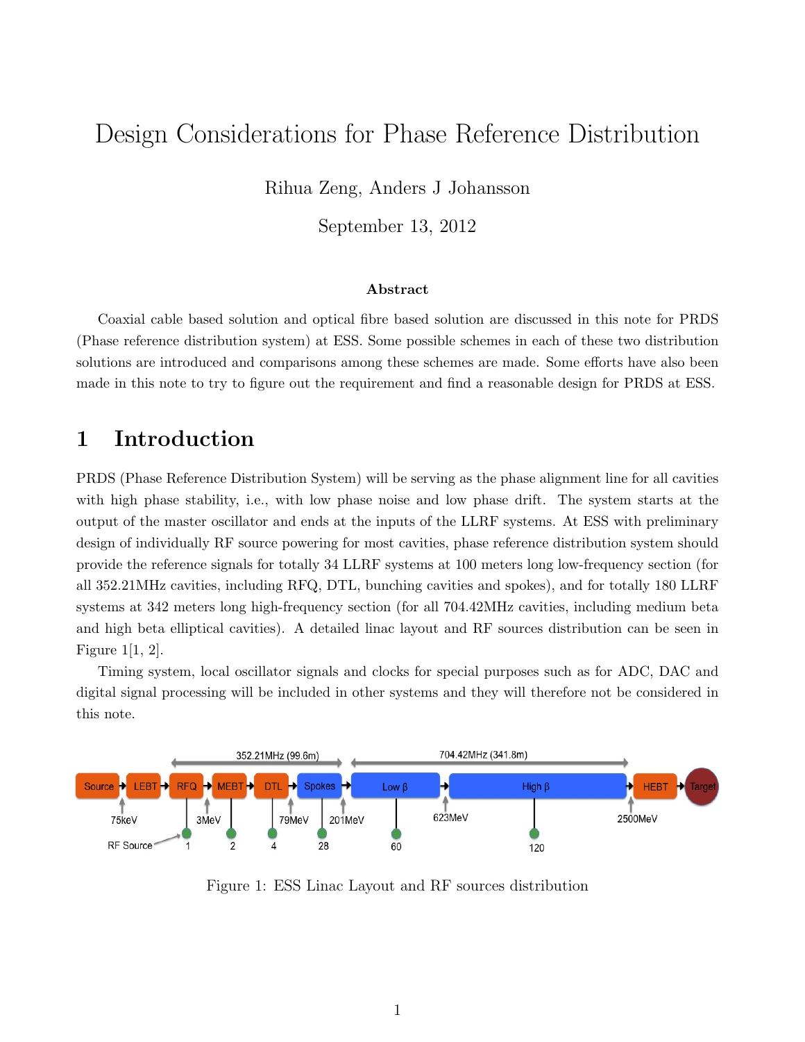# Design Considerations for Phase Reference Distribution

Rihua Zeng, Anders J Johansson

September 13, 2012

### Abstract

Coaxial cable based solution and optical fibre based solution are discussed in this note for PRDS (Phase reference distribution system) at ESS. Some possible schemes in each of these two distribution solutions are introduced and comparisons among these schemes are made. Some efforts have also been made in this note to try to figure out the requirement and find a reasonable design for PRDS at ESS.

## 1 Introduction

PRDS (Phase Reference Distribution System) will be serving as the phase alignment line for all cavities with high phase stability, i.e., with low phase noise and low phase drift. The system starts at the output of the master oscillator and ends at the inputs of the LLRF systems. At ESS with preliminary design of individually RF source powering for most cavities, phase reference distribution system should provide the reference signals for totally 34 LLRF systems at 100 meters long low-frequency section (for all 352.21MHz cavities, including RFQ, DTL, bunching cavities and spokes), and for totally 180 LLRF systems at 342 meters long high-frequency section (for all 704.42MHz cavities, including medium beta and high beta elliptical cavities). A detailed linac layout and RF sources distribution can be seen in Figure 1[1, 2].

Timing system, local oscillator signals and clocks for special purposes such as for ADC, DAC and digital signal processing will be included in other systems and they will therefore not be considered in this note.

Figure 1: ESS Linac Layout and RF sources distribution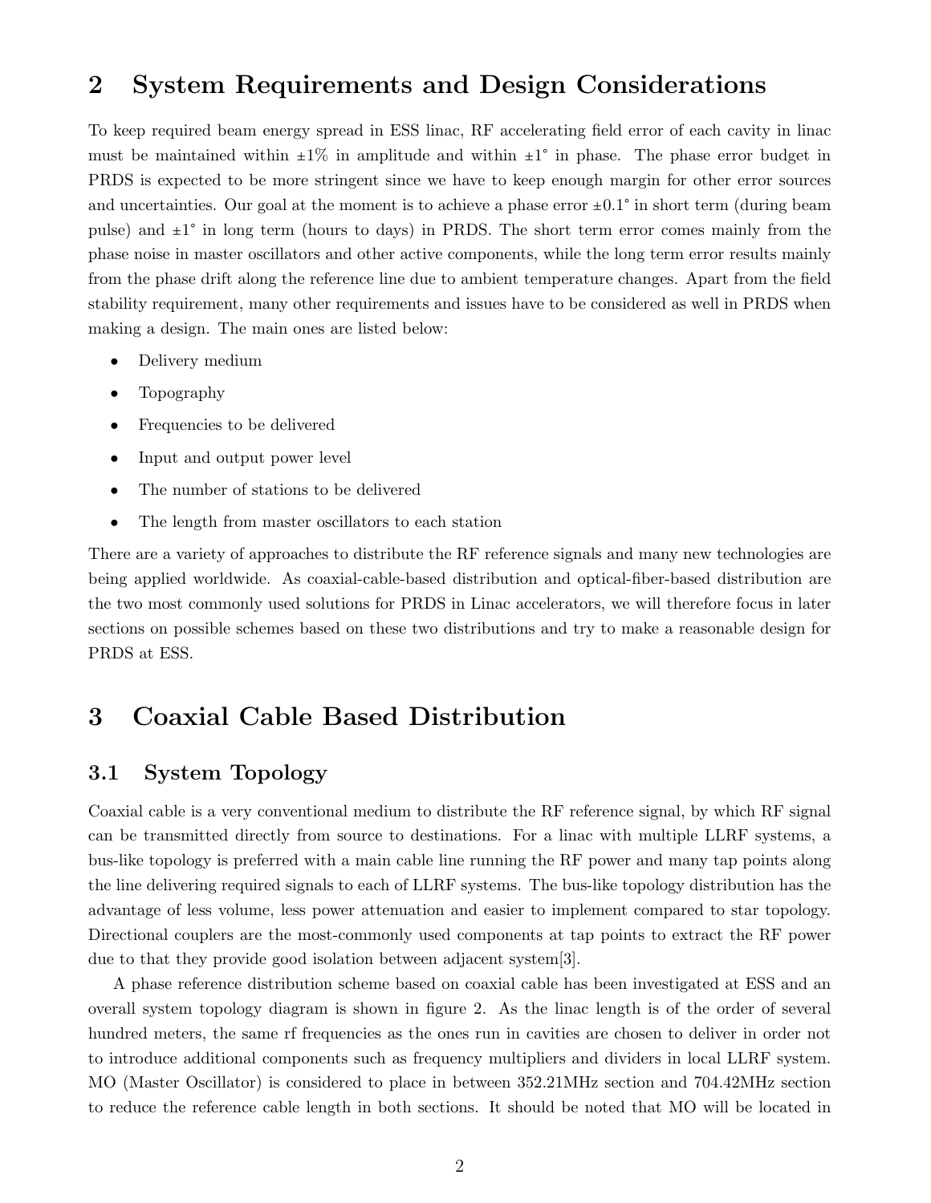## 2 System Requirements and Design Considerations

To keep required beam energy spread in ESS linac, RF accelerating field error of each cavity in linac must be maintained within $\pm 1\%$ in amplitude and within $\pm 1^\circ$ in phase. The phase error budget in PRDS is expected to be more stringent since we have to keep enough margin for other error sources and uncertainties. Our goal at the moment is to achieve a phase error $\pm 0.1^\circ$ in short term (during beam pulse) and $\pm 1^\circ$ in long term (hours to days) in PRDS. The short term error comes mainly from the phase noise in master oscillators and other active components, while the long term error results mainly from the phase drift along the reference line due to ambient temperature changes. Apart from the field stability requirement, many other requirements and issues have to be considered as well in PRDS when making a design. The main ones are listed below:

- Delivery medium
- Topography
- Frequencies to be delivered
- Input and output power level
- The number of stations to be delivered
- The length from master oscillators to each station

There are a variety of approaches to distribute the RF reference signals and many new technologies are being applied worldwide. As coaxial-cable-based distribution and optical-fiber-based distribution are the two most commonly used solutions for PRDS in Linac accelerators, we will therefore focus in later sections on possible schemes based on these two distributions and try to make a reasonable design for PRDS at ESS.

## 3 Coaxial Cable Based Distribution

### 3.1 System Topology

Coaxial cable is a very conventional medium to distribute the RF reference signal, by which RF signal can be transmitted directly from source to destinations. For a linac with multiple LLRF systems, a bus-like topology is preferred with a main cable line running the RF power and many tap points along the line delivering required signals to each of LLRF systems. The bus-like topology distribution has the advantage of less volume, less power attenuation and easier to implement compared to star topology. Directional couplers are the most-commonly used components at tap points to extract the RF power due to that they provide good isolation between adjacent system[3].

A phase reference distribution scheme based on coaxial cable has been investigated at ESS and an overall system topology diagram is shown in figure 2. As the linac length is of the order of several hundred meters, the same rf frequencies as the ones run in cavities are chosen to deliver in order not to introduce additional components such as frequency multipliers and dividers in local LLRF system. MO (Master Oscillator) is considered to place in between 352.21MHz section and 704.42MHz section to reduce the reference cable length in both sections. It should be noted that MO will be located in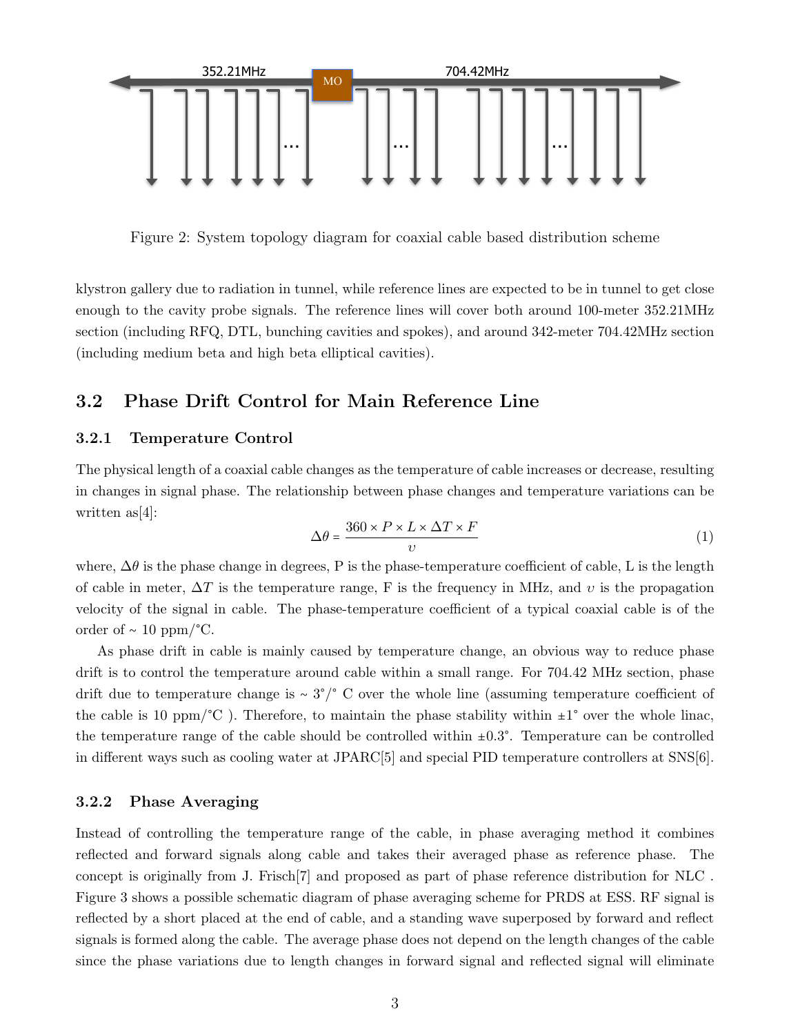Figure 2: System topology diagram for coaxial cable based distribution scheme

klystron gallery due to radiation in tunnel, while reference lines are expected to be in tunnel to get close enough to the cavity probe signals. The reference lines will cover both around 100-meter 352.21MHz section (including RFQ, DTL, bunching cavities and spokes), and around 342-meter 704.42MHz section (including medium beta and high beta elliptical cavities).

## 3.2 Phase Drift Control for Main Reference Line

### 3.2.1 Temperature Control

The physical length of a coaxial cable changes as the temperature of cable increases or decrease, resulting in changes in signal phase. The relationship between phase changes and temperature variations can be written as[4]:

$$\Delta\theta = \frac{360 \times P \times L \times \Delta T \times F}{\upsilon} \tag{1}$$

where, $\Delta\theta$ is the phase change in degrees, P is the phase-temperature coefficient of cable, L is the length of cable in meter, $\Delta T$ is the temperature range, F is the frequency in MHz, and $\upsilon$ is the propagation velocity of the signal in cable. The phase-temperature coefficient of a typical coaxial cable is of the order of ~ 10 ppm/°C.

As phase drift in cable is mainly caused by temperature change, an obvious way to reduce phase drift is to control the temperature around cable within a small range. For 704.42 MHz section, phase drift due to temperature change is ~ 3°/° C over the whole line (assuming temperature coefficient of the cable is 10 ppm/°C ). Therefore, to maintain the phase stability within ±1° over the whole linac, the temperature range of the cable should be controlled within ±0.3°. Temperature can be controlled in different ways such as cooling water at JPARC[5] and special PID temperature controllers at SNS[6].

### 3.2.2 Phase Averaging

Instead of controlling the temperature range of the cable, in phase averaging method it combines reflected and forward signals along cable and takes their averaged phase as reference phase. The concept is originally from J. Frisch[7] and proposed as part of phase reference distribution for NLC . Figure 3 shows a possible schematic diagram of phase averaging scheme for PRDS at ESS. RF signal is reflected by a short placed at the end of cable, and a standing wave superposed by forward and reflect signals is formed along the cable. The average phase does not depend on the length changes of the cable since the phase variations due to length changes in forward signal and reflected signal will eliminate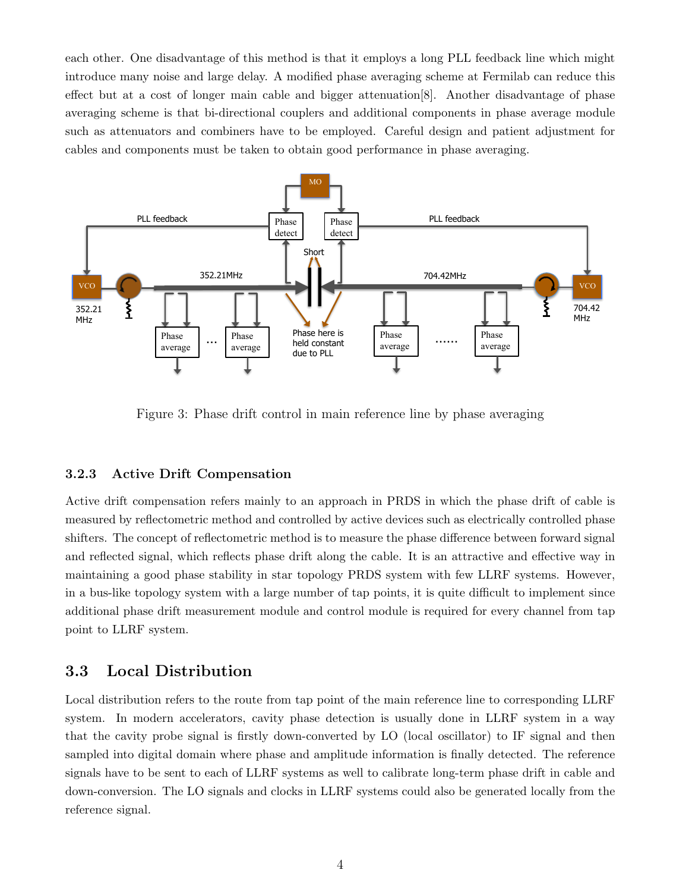each other. One disadvantage of this method is that it employs a long PLL feedback line which might introduce many noise and large delay. A modified phase averaging scheme at Fermilab can reduce this effect but at a cost of longer main cable and bigger attenuation[8]. Another disadvantage of phase averaging scheme is that bi-directional couplers and additional components in phase average module such as attenuators and combiners have to be employed. Careful design and patient adjustment for cables and components must be taken to obtain good performance in phase averaging.

Figure 3: Phase drift control in main reference line by phase averaging

### 3.2.3 Active Drift Compensation

Active drift compensation refers mainly to an approach in PRDS in which the phase drift of cable is measured by reflectometric method and controlled by active devices such as electrically controlled phase shifters. The concept of reflectometric method is to measure the phase difference between forward signal and reflected signal, which reflects phase drift along the cable. It is an attractive and effective way in maintaining a good phase stability in star topology PRDS system with few LLRF systems. However, in a bus-like topology system with a large number of tap points, it is quite difficult to implement since additional phase drift measurement module and control module is required for every channel from tap point to LLRF system.

## 3.3 Local Distribution

Local distribution refers to the route from tap point of the main reference line to corresponding LLRF system. In modern accelerators, cavity phase detection is usually done in LLRF system in a way that the cavity probe signal is firstly down-converted by LO (local oscillator) to IF signal and then sampled into digital domain where phase and amplitude information is finally detected. The reference signals have to be sent to each of LLRF systems as well to calibrate long-term phase drift in cable and down-conversion. The LO signals and clocks in LLRF systems could also be generated locally from the reference signal.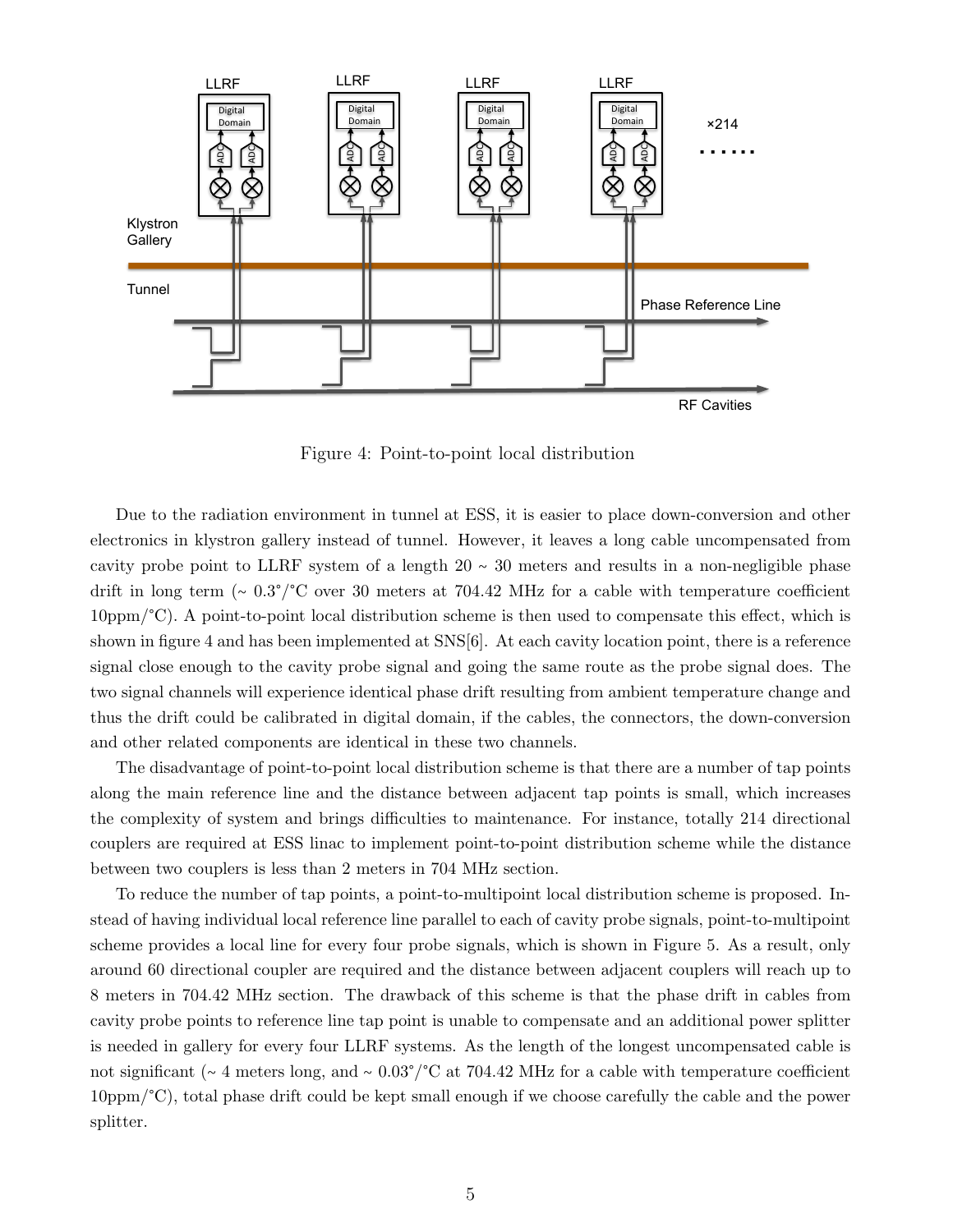Figure 4: Point-to-point local distribution

Due to the radiation environment in tunnel at ESS, it is easier to place down-conversion and other electronics in klystron gallery instead of tunnel. However, it leaves a long cable uncompensated from cavity probe point to LLRF system of a length 20 ~ 30 meters and results in a non-negligible phase drift in long term (~ 0.3°/°C over 30 meters at 704.42 MHz for a cable with temperature coefficient 10ppm/°C). A point-to-point local distribution scheme is then used to compensate this effect, which is shown in figure 4 and has been implemented at SNS[6]. At each cavity location point, there is a reference signal close enough to the cavity probe signal and going the same route as the probe signal does. The two signal channels will experience identical phase drift resulting from ambient temperature change and thus the drift could be calibrated in digital domain, if the cables, the connectors, the down-conversion and other related components are identical in these two channels.

The disadvantage of point-to-point local distribution scheme is that there are a number of tap points along the main reference line and the distance between adjacent tap points is small, which increases the complexity of system and brings difficulties to maintenance. For instance, totally 214 directional couplers are required at ESS linac to implement point-to-point distribution scheme while the distance between two couplers is less than 2 meters in 704 MHz section.

To reduce the number of tap points, a point-to-multipoint local distribution scheme is proposed. Instead of having individual local reference line parallel to each of cavity probe signals, point-to-multipoint scheme provides a local line for every four probe signals, which is shown in Figure 5. As a result, only around 60 directional coupler are required and the distance between adjacent couplers will reach up to 8 meters in 704.42 MHz section. The drawback of this scheme is that the phase drift in cables from cavity probe points to reference line tap point is unable to compensate and an additional power splitter is needed in gallery for every four LLRF systems. As the length of the longest uncompensated cable is not significant (~ 4 meters long, and ~ 0.03°/°C at 704.42 MHz for a cable with temperature coefficient 10ppm/°C), total phase drift could be kept small enough if we choose carefully the cable and the power splitter.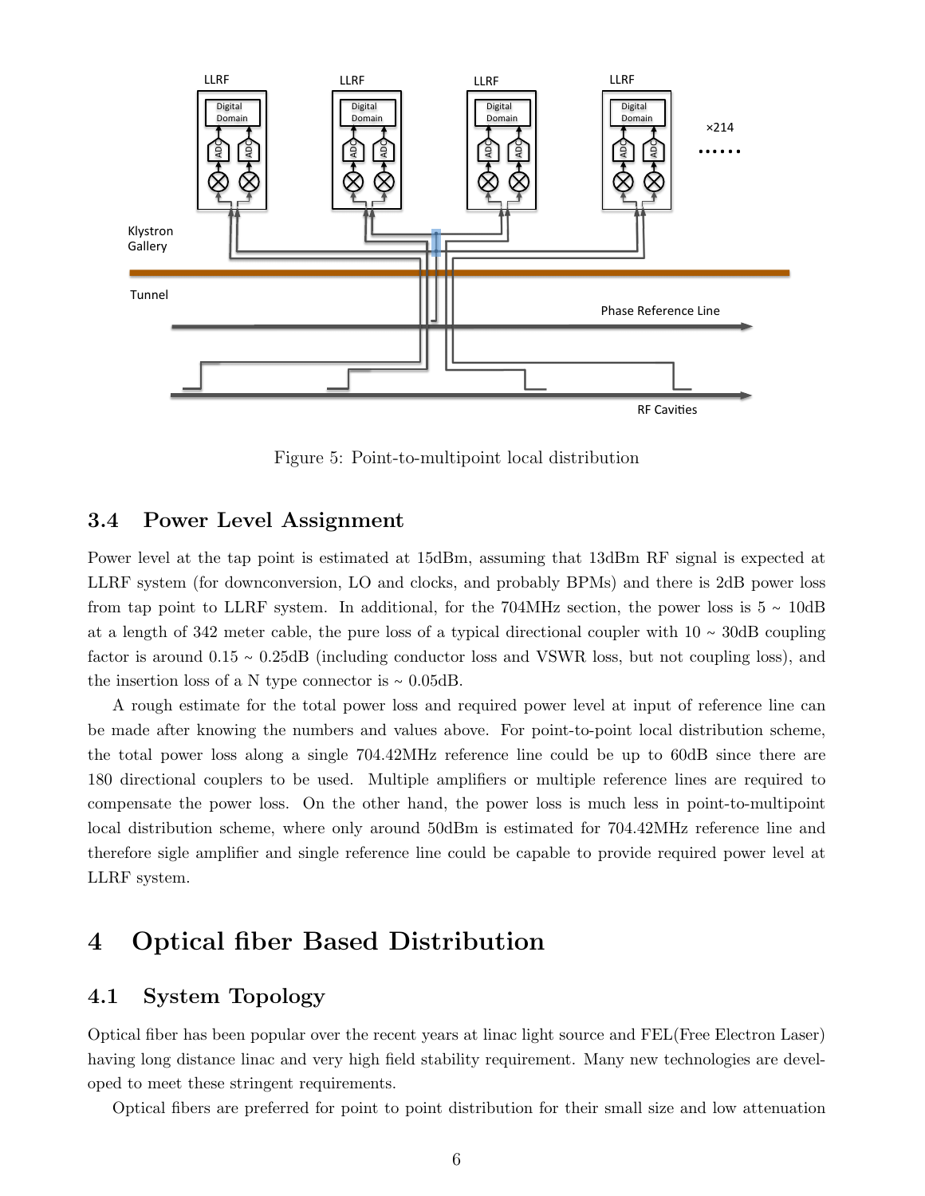Figure 5: Point-to-multipoint local distribution

### 3.4 Power Level Assignment

Power level at the tap point is estimated at 15dBm, assuming that 13dBm RF signal is expected at LLRF system (for downconversion, LO and clocks, and probably BPMs) and there is 2dB power loss from tap point to LLRF system. In additional, for the 704MHz section, the power loss is 5 ~ 10dB at a length of 342 meter cable, the pure loss of a typical directional coupler with 10 ~ 30dB coupling factor is around 0.15 ~ 0.25dB (including conductor loss and VSWR loss, but not coupling loss), and the insertion loss of a N type connector is ~ 0.05dB.

A rough estimate for the total power loss and required power level at input of reference line can be made after knowing the numbers and values above. For point-to-point local distribution scheme, the total power loss along a single 704.42MHz reference line could be up to 60dB since there are 180 directional couplers to be used. Multiple amplifiers or multiple reference lines are required to compensate the power loss. On the other hand, the power loss is much less in point-to-multipoint local distribution scheme, where only around 50dBm is estimated for 704.42MHz reference line and therefore sigle amplifier and single reference line could be capable to provide required power level at LLRF system.

# 4 Optical fiber Based Distribution

## 4.1 System Topology

Optical fiber has been popular over the recent years at linac light source and FEL(Free Electron Laser) having long distance linac and very high field stability requirement. Many new technologies are developed to meet these stringent requirements.

Optical fibers are preferred for point to point distribution for their small size and low attenuation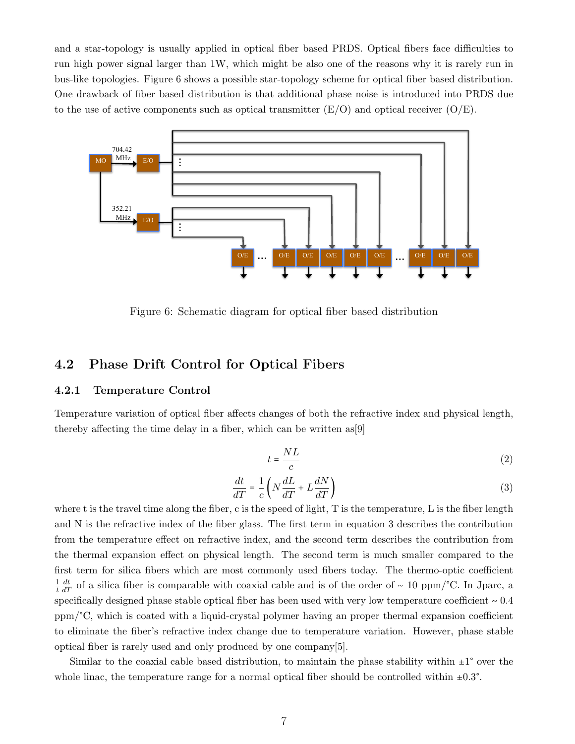and a star-topology is usually applied in optical fiber based PRDS. Optical fibers face difficulties to run high power signal larger than 1W, which might be also one of the reasons why it is rarely run in bus-like topologies. Figure 6 shows a possible star-topology scheme for optical fiber based distribution. One drawback of fiber based distribution is that additional phase noise is introduced into PRDS due to the use of active components such as optical transmitter (E/O) and optical receiver (O/E).

Figure 6: Schematic diagram for optical fiber based distribution

## 4.2 Phase Drift Control for Optical Fibers

### 4.2.1 Temperature Control

Temperature variation of optical fiber affects changes of both the refractive index and physical length, thereby affecting the time delay in a fiber, which can be written as[9]

$$t = \frac{NL}{c} \tag{2}$$

$$\frac{dt}{dT} = \frac{1}{c}\left(N\frac{dL}{dT} + L\frac{dN}{dT}\right) \tag{3}$$

where t is the travel time along the fiber, c is the speed of light, T is the temperature, L is the fiber length and N is the refractive index of the fiber glass. The first term in equation 3 describes the contribution from the temperature effect on refractive index, and the second term describes the contribution from the thermal expansion effect on physical length. The second term is much smaller compared to the first term for silica fibers which are most commonly used fibers today. The thermo-optic coefficient $\frac{1}{t}\frac{dt}{dT}$ of a silica fiber is comparable with coaxial cable and is of the order of ~ 10 ppm/°C. In Jparc, a specifically designed phase stable optical fiber has been used with very low temperature coefficient ~ 0.4 ppm/°C, which is coated with a liquid-crystal polymer having an proper thermal expansion coefficient to eliminate the fiber's refractive index change due to temperature variation. However, phase stable optical fiber is rarely used and only produced by one company[5].

Similar to the coaxial cable based distribution, to maintain the phase stability within ±1° over the whole linac, the temperature range for a normal optical fiber should be controlled within ±0.3°.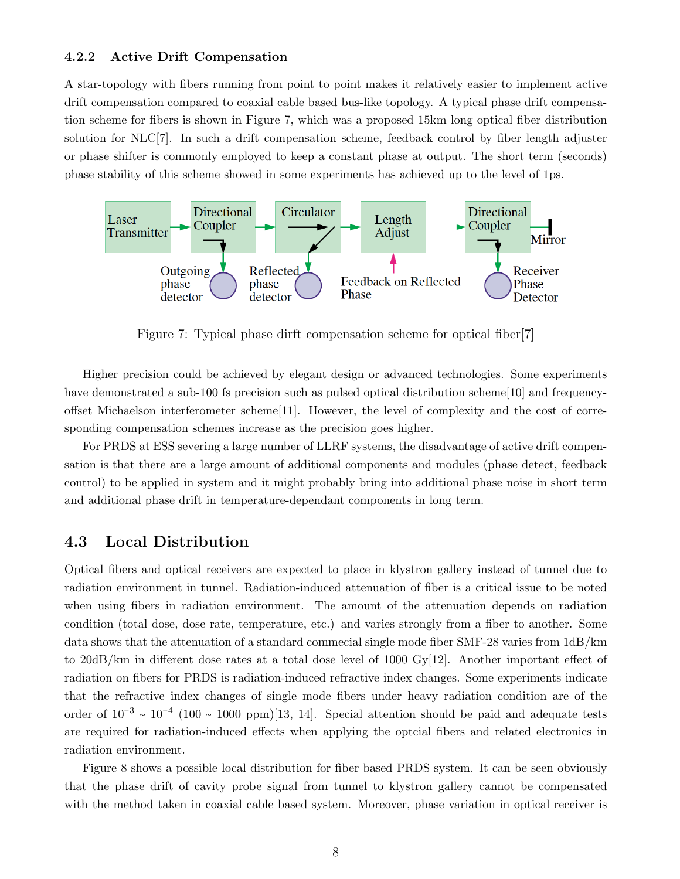### 4.2.2 Active Drift Compensation

A star-topology with fibers running from point to point makes it relatively easier to implement active drift compensation compared to coaxial cable based bus-like topology. A typical phase drift compensation scheme for fibers is shown in Figure 7, which was a proposed 15km long optical fiber distribution solution for NLC[7]. In such a drift compensation scheme, feedback control by fiber length adjuster or phase shifter is commonly employed to keep a constant phase at output. The short term (seconds) phase stability of this scheme showed in some experiments has achieved up to the level of 1ps.

Figure 7: Typical phase dirft compensation scheme for optical fiber[7]

Higher precision could be achieved by elegant design or advanced technologies. Some experiments have demonstrated a sub-100 fs precision such as pulsed optical distribution scheme[10] and frequency-offset Michaelson interferometer scheme[11]. However, the level of complexity and the cost of corresponding compensation schemes increase as the precision goes higher.

For PRDS at ESS severing a large number of LLRF systems, the disadvantage of active drift compensation is that there are a large amount of additional components and modules (phase detect, feedback control) to be applied in system and it might probably bring into additional phase noise in short term and additional phase drift in temperature-dependant components in long term.

## 4.3 Local Distribution

Optical fibers and optical receivers are expected to place in klystron gallery instead of tunnel due to radiation environment in tunnel. Radiation-induced attenuation of fiber is a critical issue to be noted when using fibers in radiation environment. The amount of the attenuation depends on radiation condition (total dose, dose rate, temperature, etc.) and varies strongly from a fiber to another. Some data shows that the attenuation of a standard commecial single mode fiber SMF-28 varies from 1dB/km to 20dB/km in different dose rates at a total dose level of 1000 Gy[12]. Another important effect of radiation on fibers for PRDS is radiation-induced refractive index changes. Some experiments indicate that the refractive index changes of single mode fibers under heavy radiation condition are of the order of $10^{-3}$ ~ $10^{-4}$ (100 ~ 1000 ppm)[13, 14]. Special attention should be paid and adequate tests are required for radiation-induced effects when applying the optcial fibers and related electronics in radiation environment.

Figure 8 shows a possible local distribution for fiber based PRDS system. It can be seen obviously that the phase drift of cavity probe signal from tunnel to klystron gallery cannot be compensated with the method taken in coaxial cable based system. Moreover, phase variation in optical receiver is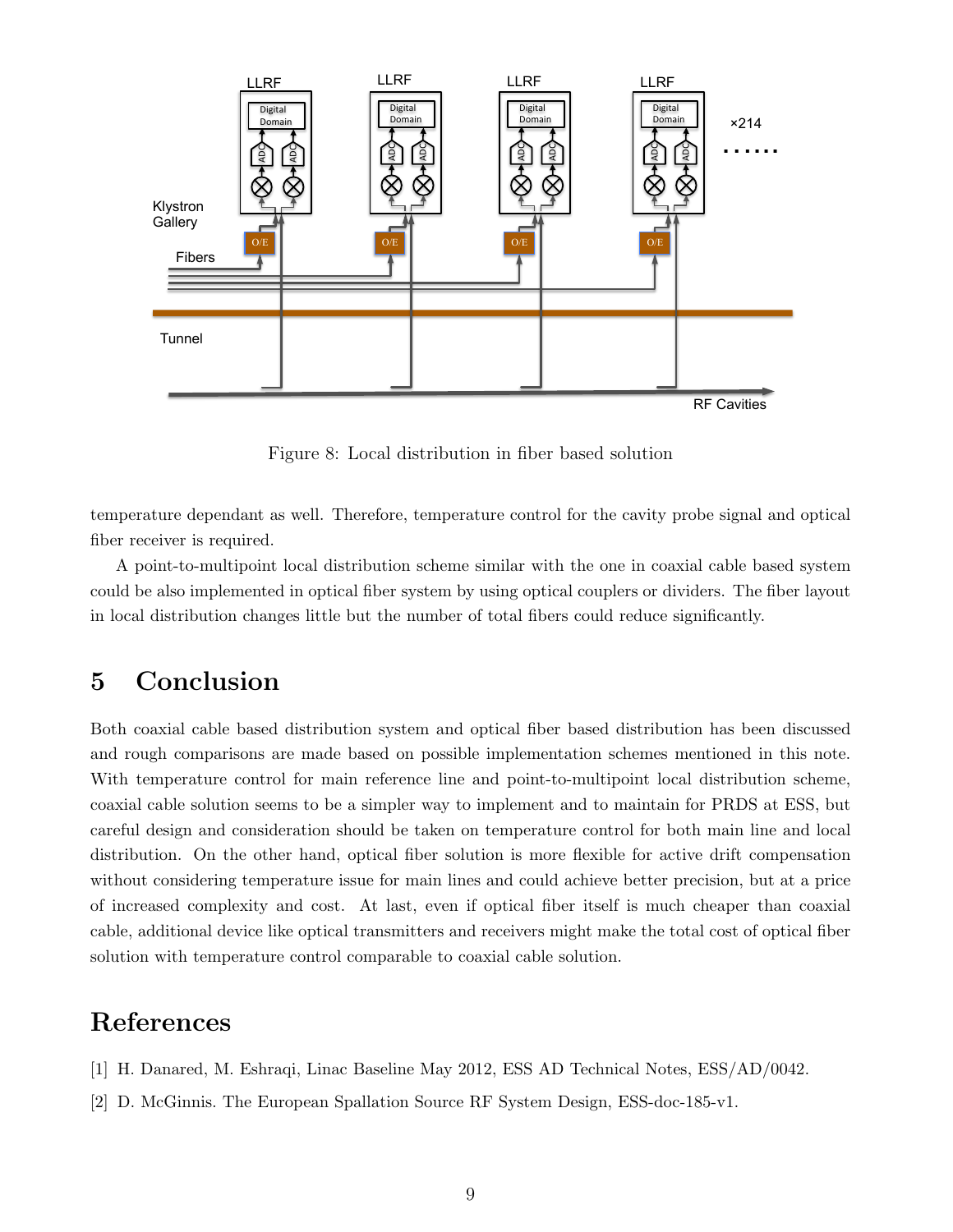Figure 8: Local distribution in fiber based solution

temperature dependant as well. Therefore, temperature control for the cavity probe signal and optical fiber receiver is required.

A point-to-multipoint local distribution scheme similar with the one in coaxial cable based system could be also implemented in optical fiber system by using optical couplers or dividers. The fiber layout in local distribution changes little but the number of total fibers could reduce significantly.

# 5 Conclusion

Both coaxial cable based distribution system and optical fiber based distribution has been discussed and rough comparisons are made based on possible implementation schemes mentioned in this note. With temperature control for main reference line and point-to-multipoint local distribution scheme, coaxial cable solution seems to be a simpler way to implement and to maintain for PRDS at ESS, but careful design and consideration should be taken on temperature control for both main line and local distribution. On the other hand, optical fiber solution is more flexible for active drift compensation without considering temperature issue for main lines and could achieve better precision, but at a price of increased complexity and cost. At last, even if optical fiber itself is much cheaper than coaxial cable, additional device like optical transmitters and receivers might make the total cost of optical fiber solution with temperature control comparable to coaxial cable solution.

# References

[1] H. Danared, M. Eshraqi, Linac Baseline May 2012, ESS AD Technical Notes, ESS/AD/0042.

[2] D. McGinnis. The European Spallation Source RF System Design, ESS-doc-185-v1.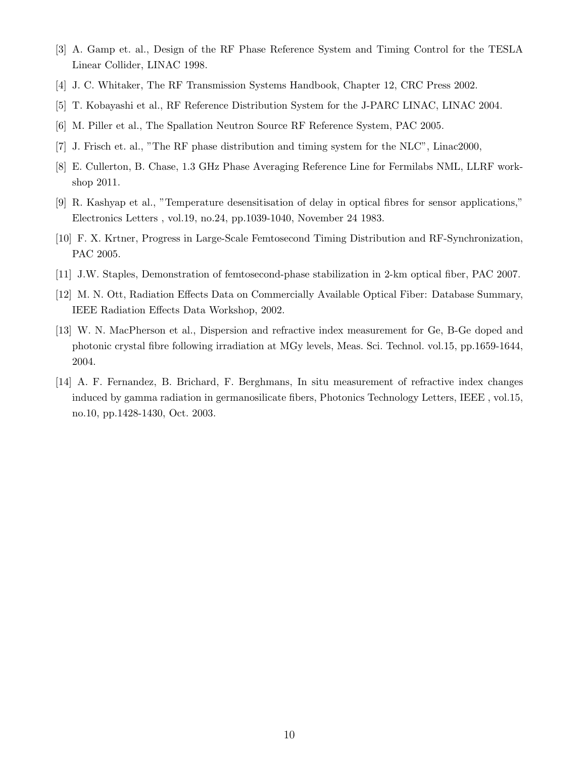[3] A. Gamp et. al., Design of the RF Phase Reference System and Timing Control for the TESLA Linear Collider, LINAC 1998.

[4] J. C. Whitaker, The RF Transmission Systems Handbook, Chapter 12, CRC Press 2002.

[5] T. Kobayashi et al., RF Reference Distribution System for the J-PARC LINAC, LINAC 2004.

[6] M. Piller et al., The Spallation Neutron Source RF Reference System, PAC 2005.

[7] J. Frisch et. al., "The RF phase distribution and timing system for the NLC", Linac2000,

[8] E. Cullerton, B. Chase, 1.3 GHz Phase Averaging Reference Line for Fermilabs NML, LLRF workshop 2011.

[9] R. Kashyap et al., "Temperature desensitisation of delay in optical fibres for sensor applications," Electronics Letters , vol.19, no.24, pp.1039-1040, November 24 1983.

[10] F. X. Krtner, Progress in Large-Scale Femtosecond Timing Distribution and RF-Synchronization, PAC 2005.

[11] J.W. Staples, Demonstration of femtosecond-phase stabilization in 2-km optical fiber, PAC 2007.

[12] M. N. Ott, Radiation Effects Data on Commercially Available Optical Fiber: Database Summary, IEEE Radiation Effects Data Workshop, 2002.

[13] W. N. MacPherson et al., Dispersion and refractive index measurement for Ge, B-Ge doped and photonic crystal fibre following irradiation at MGy levels, Meas. Sci. Technol. vol.15, pp.1659-1644, 2004.

[14] A. F. Fernandez, B. Brichard, F. Berghmans, In situ measurement of refractive index changes induced by gamma radiation in germanosilicate fibers, Photonics Technology Letters, IEEE , vol.15, no.10, pp.1428-1430, Oct. 2003.